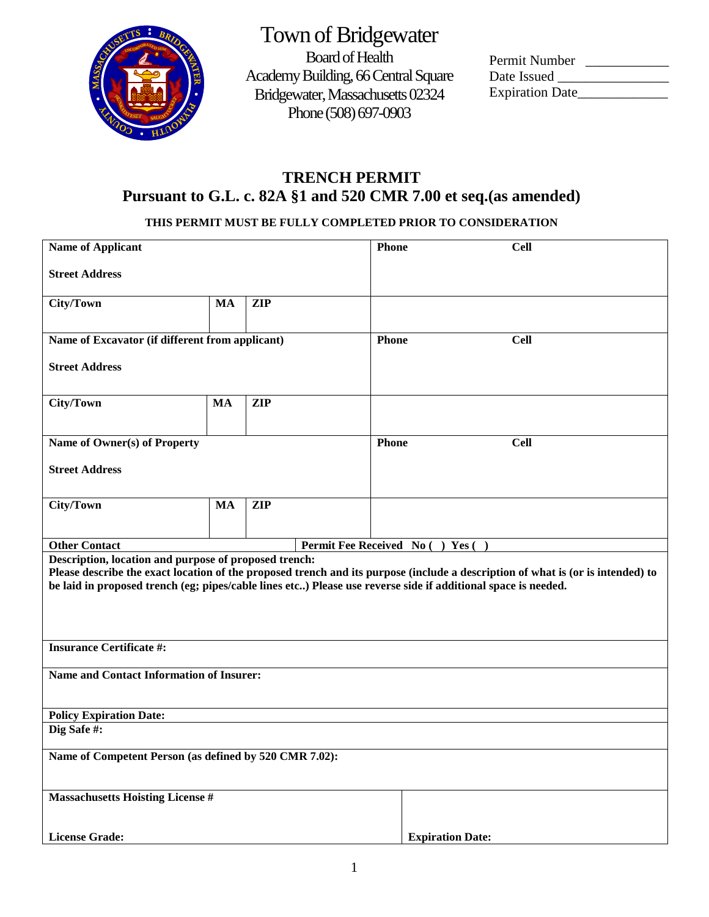# Town of Bridgewater

Board of Health
Academy Building, 66 Central Square
Bridgewater, Massachusetts 02324
Phone (508) 697-0903

Permit Number ____________
Date Issued ________________
Expiration Date_____________

## TRENCH PERMIT
## Pursuant to G.L. c. 82A §1 and 520 CMR 7.00 et seq.(as amended)

**THIS PERMIT MUST BE FULLY COMPLETED PRIOR TO CONSIDERATION**

| | | | |
|---|---|---|---|
| **Name of Applicant**<br><br>**Street Address** | | | **Phone** **Cell** |
| **City/Town** | **MA** | **ZIP** | |
| **Name of Excavator (if different from applicant)**<br><br>**Street Address** | | | **Phone** **Cell** |
| **City/Town** | **MA** | **ZIP** | |
| **Name of Owner(s) of Property**<br><br>**Street Address** | | | **Phone** **Cell** |
| **City/Town** | **MA** | **ZIP** | |
| **Other Contact** | | **Permit Fee Received No ( ) Yes ( )** | |
| **Description, location and purpose of proposed trench:**<br>**Please describe the exact location of the proposed trench and its purpose (include a description of what is (or is intended) to be laid in proposed trench (eg; pipes/cable lines etc..) Please use reverse side if additional space is needed.** | | | |
| **Insurance Certificate #:** | | | |
| **Name and Contact Information of Insurer:** | | | |
| **Policy Expiration Date:** | | | |
| **Dig Safe #:** | | | |
| **Name of Competent Person (as defined by 520 CMR 7.02):** | | | |
| **Massachusetts Hoisting License #**<br><br>**License Grade:** | | | **Expiration Date:** |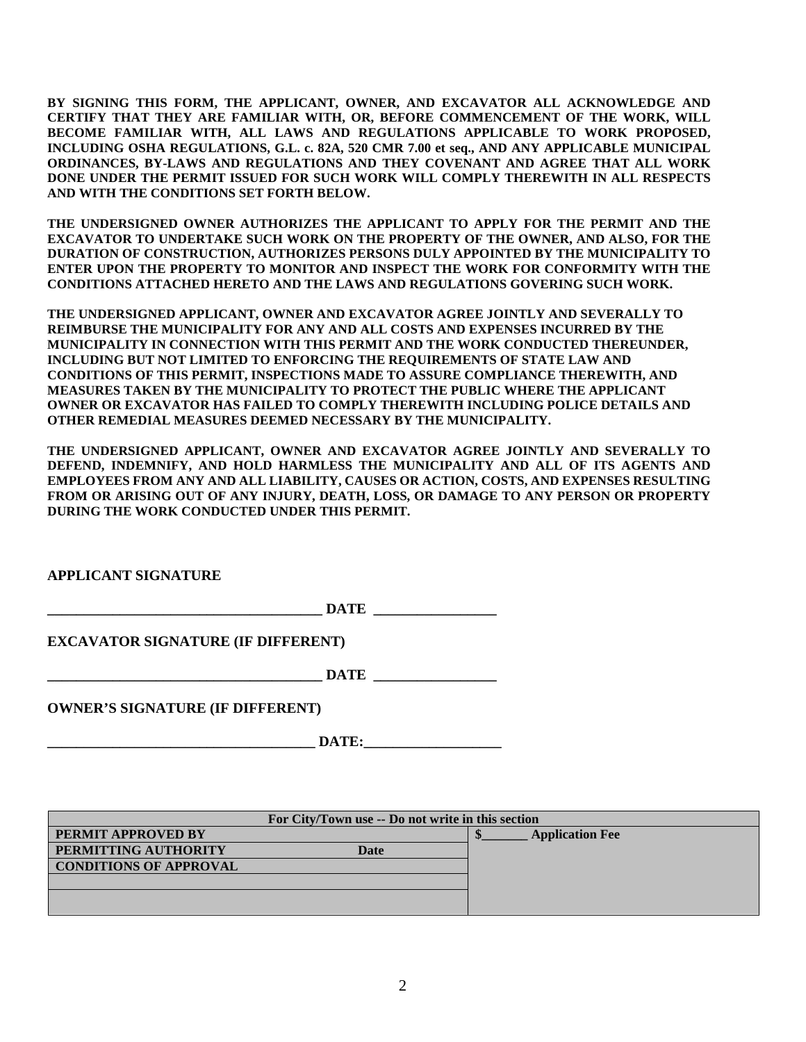**BY SIGNING THIS FORM, THE APPLICANT, OWNER, AND EXCAVATOR ALL ACKNOWLEDGE AND CERTIFY THAT THEY ARE FAMILIAR WITH, OR, BEFORE COMMENCEMENT OF THE WORK, WILL BECOME FAMILIAR WITH, ALL LAWS AND REGULATIONS APPLICABLE TO WORK PROPOSED, INCLUDING OSHA REGULATIONS, G.L. c. 82A, 520 CMR 7.00 et seq., AND ANY APPLICABLE MUNICIPAL ORDINANCES, BY-LAWS AND REGULATIONS AND THEY COVENANT AND AGREE THAT ALL WORK DONE UNDER THE PERMIT ISSUED FOR SUCH WORK WILL COMPLY THEREWITH IN ALL RESPECTS AND WITH THE CONDITIONS SET FORTH BELOW.**

**THE UNDERSIGNED OWNER AUTHORIZES THE APPLICANT TO APPLY FOR THE PERMIT AND THE EXCAVATOR TO UNDERTAKE SUCH WORK ON THE PROPERTY OF THE OWNER, AND ALSO, FOR THE DURATION OF CONSTRUCTION, AUTHORIZES PERSONS DULY APPOINTED BY THE MUNICIPALITY TO ENTER UPON THE PROPERTY TO MONITOR AND INSPECT THE WORK FOR CONFORMITY WITH THE CONDITIONS ATTACHED HERETO AND THE LAWS AND REGULATIONS GOVERING SUCH WORK.**

**THE UNDERSIGNED APPLICANT, OWNER AND EXCAVATOR AGREE JOINTLY AND SEVERALLY TO REIMBURSE THE MUNICIPALITY FOR ANY AND ALL COSTS AND EXPENSES INCURRED BY THE MUNICIPALITY IN CONNECTION WITH THIS PERMIT AND THE WORK CONDUCTED THEREUNDER, INCLUDING BUT NOT LIMITED TO ENFORCING THE REQUIREMENTS OF STATE LAW AND CONDITIONS OF THIS PERMIT, INSPECTIONS MADE TO ASSURE COMPLIANCE THEREWITH, AND MEASURES TAKEN BY THE MUNICIPALITY TO PROTECT THE PUBLIC WHERE THE APPLICANT OWNER OR EXCAVATOR HAS FAILED TO COMPLY THEREWITH INCLUDING POLICE DETAILS AND OTHER REMEDIAL MEASURES DEEMED NECESSARY BY THE MUNICIPALITY.**

**THE UNDERSIGNED APPLICANT, OWNER AND EXCAVATOR AGREE JOINTLY AND SEVERALLY TO DEFEND, INDEMNIFY, AND HOLD HARMLESS THE MUNICIPALITY AND ALL OF ITS AGENTS AND EMPLOYEES FROM ANY AND ALL LIABILITY, CAUSES OR ACTION, COSTS, AND EXPENSES RESULTING FROM OR ARISING OUT OF ANY INJURY, DEATH, LOSS, OR DAMAGE TO ANY PERSON OR PROPERTY DURING THE WORK CONDUCTED UNDER THIS PERMIT.**

**APPLICANT SIGNATURE**

**_______________________________________ DATE _________________**

**EXCAVATOR SIGNATURE (IF DIFFERENT)**

**_______________________________________ DATE _________________**

**OWNER'S SIGNATURE (IF DIFFERENT)**

**_____________________________________ DATE:___________________**

| For City/Town use -- Do not write in this section | | |
|---|---|---|
| **PERMIT APPROVED BY** | | **$_______ Application Fee** |
| **PERMITTING AUTHORITY** | **Date** | |
| **CONDITIONS OF APPROVAL** | | |
| | | |
| | | |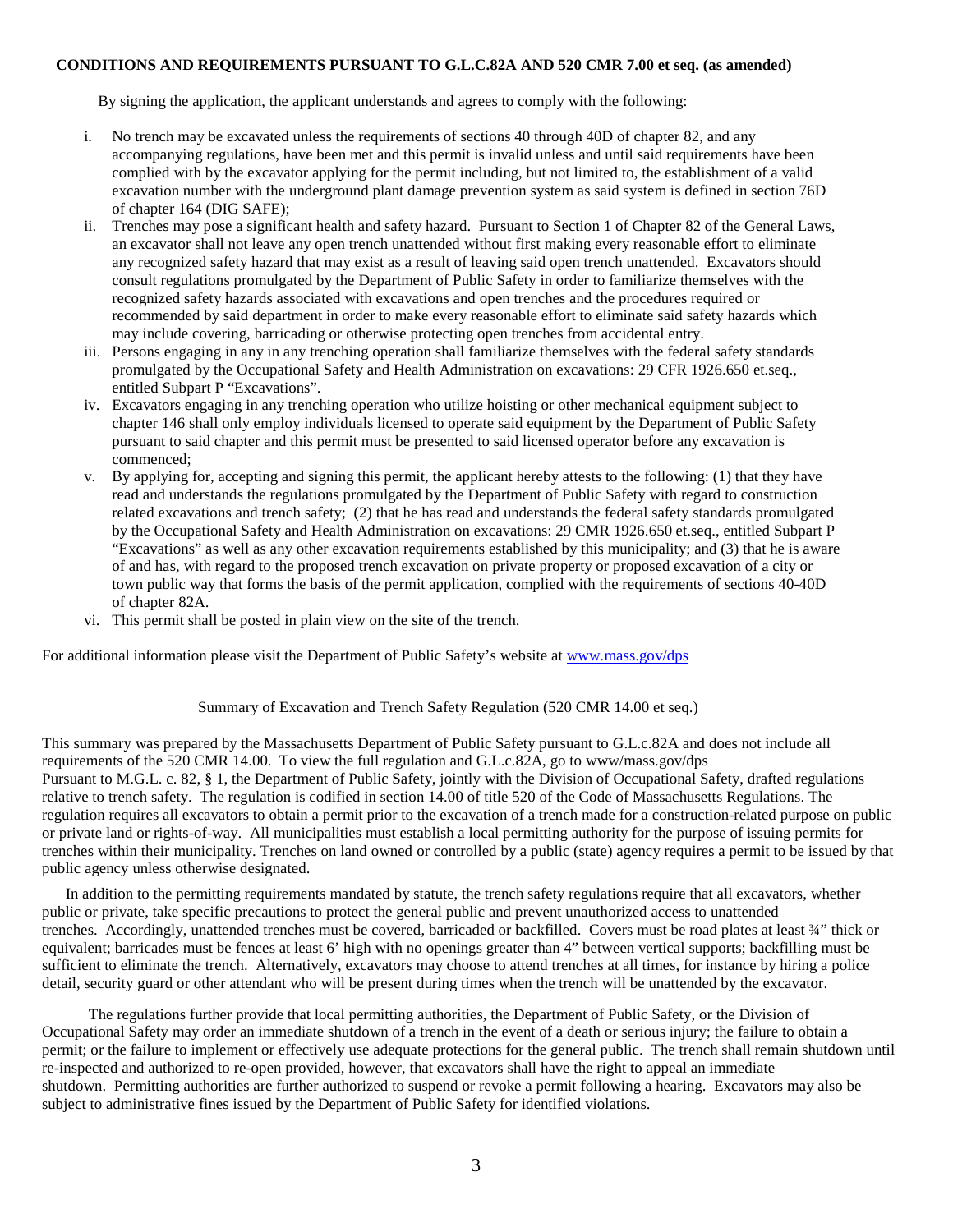**CONDITIONS AND REQUIREMENTS PURSUANT TO G.L.C.82A AND 520 CMR 7.00 et seq. (as amended)**

By signing the application, the applicant understands and agrees to comply with the following:

i. No trench may be excavated unless the requirements of sections 40 through 40D of chapter 82, and any accompanying regulations, have been met and this permit is invalid unless and until said requirements have been complied with by the excavator applying for the permit including, but not limited to, the establishment of a valid excavation number with the underground plant damage prevention system as said system is defined in section 76D of chapter 164 (DIG SAFE);

ii. Trenches may pose a significant health and safety hazard. Pursuant to Section 1 of Chapter 82 of the General Laws, an excavator shall not leave any open trench unattended without first making every reasonable effort to eliminate any recognized safety hazard that may exist as a result of leaving said open trench unattended. Excavators should consult regulations promulgated by the Department of Public Safety in order to familiarize themselves with the recognized safety hazards associated with excavations and open trenches and the procedures required or recommended by said department in order to make every reasonable effort to eliminate said safety hazards which may include covering, barricading or otherwise protecting open trenches from accidental entry.

iii. Persons engaging in any in any trenching operation shall familiarize themselves with the federal safety standards promulgated by the Occupational Safety and Health Administration on excavations: 29 CFR 1926.650 et.seq., entitled Subpart P "Excavations".

iv. Excavators engaging in any trenching operation who utilize hoisting or other mechanical equipment subject to chapter 146 shall only employ individuals licensed to operate said equipment by the Department of Public Safety pursuant to said chapter and this permit must be presented to said licensed operator before any excavation is commenced;

v. By applying for, accepting and signing this permit, the applicant hereby attests to the following: (1) that they have read and understands the regulations promulgated by the Department of Public Safety with regard to construction related excavations and trench safety; (2) that he has read and understands the federal safety standards promulgated by the Occupational Safety and Health Administration on excavations: 29 CMR 1926.650 et.seq., entitled Subpart P "Excavations" as well as any other excavation requirements established by this municipality; and (3) that he is aware of and has, with regard to the proposed trench excavation on private property or proposed excavation of a city or town public way that forms the basis of the permit application, complied with the requirements of sections 40-40D of chapter 82A.

vi. This permit shall be posted in plain view on the site of the trench.

For additional information please visit the Department of Public Safety's website at [www.mass.gov/dps](http://www.mass.gov/dps)

## Summary of Excavation and Trench Safety Regulation (520 CMR 14.00 et seq.)

This summary was prepared by the Massachusetts Department of Public Safety pursuant to G.L.c.82A and does not include all requirements of the 520 CMR 14.00. To view the full regulation and G.L.c.82A, go to www/mass.gov/dps
Pursuant to M.G.L. c. 82, § 1, the Department of Public Safety, jointly with the Division of Occupational Safety, drafted regulations relative to trench safety. The regulation is codified in section 14.00 of title 520 of the Code of Massachusetts Regulations. The regulation requires all excavators to obtain a permit prior to the excavation of a trench made for a construction-related purpose on public or private land or rights-of-way. All municipalities must establish a local permitting authority for the purpose of issuing permits for trenches within their municipality. Trenches on land owned or controlled by a public (state) agency requires a permit to be issued by that public agency unless otherwise designated.

In addition to the permitting requirements mandated by statute, the trench safety regulations require that all excavators, whether public or private, take specific precautions to protect the general public and prevent unauthorized access to unattended trenches. Accordingly, unattended trenches must be covered, barricaded or backfilled. Covers must be road plates at least ¾" thick or equivalent; barricades must be fences at least 6' high with no openings greater than 4" between vertical supports; backfilling must be sufficient to eliminate the trench. Alternatively, excavators may choose to attend trenches at all times, for instance by hiring a police detail, security guard or other attendant who will be present during times when the trench will be unattended by the excavator.

The regulations further provide that local permitting authorities, the Department of Public Safety, or the Division of Occupational Safety may order an immediate shutdown of a trench in the event of a death or serious injury; the failure to obtain a permit; or the failure to implement or effectively use adequate protections for the general public. The trench shall remain shutdown until re-inspected and authorized to re-open provided, however, that excavators shall have the right to appeal an immediate shutdown. Permitting authorities are further authorized to suspend or revoke a permit following a hearing. Excavators may also be subject to administrative fines issued by the Department of Public Safety for identified violations.